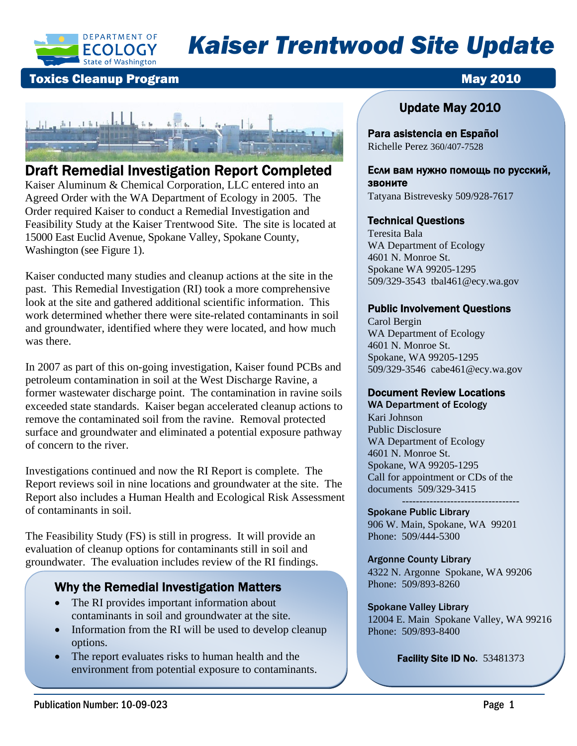# Kaiser Trentwood Site Update

**Toxics Cleanup Program** — **May 2010**

## Draft Remedial Investigation Report Completed

Kaiser Aluminum & Chemical Corporation, LLC entered into an Agreed Order with the WA Department of Ecology in 2005. The Order required Kaiser to conduct a Remedial Investigation and Feasibility Study at the Kaiser Trentwood Site. The site is located at 15000 East Euclid Avenue, Spokane Valley, Spokane County, Washington (see Figure 1).

Kaiser conducted many studies and cleanup actions at the site in the past. This Remedial Investigation (RI) took a more comprehensive look at the site and gathered additional scientific information. This work determined whether there were site-related contaminants in soil and groundwater, identified where they were located, and how much was there.

In 2007 as part of this on-going investigation, Kaiser found PCBs and petroleum contamination in soil at the West Discharge Ravine, a former wastewater discharge point. The contamination in ravine soils exceeded state standards. Kaiser began accelerated cleanup actions to remove the contaminated soil from the ravine. Removal protected surface and groundwater and eliminated a potential exposure pathway of concern to the river.

Investigations continued and now the RI Report is complete. The Report reviews soil in nine locations and groundwater at the site. The Report also includes a Human Health and Ecological Risk Assessment of contaminants in soil.

The Feasibility Study (FS) is still in progress. It will provide an evaluation of cleanup options for contaminants still in soil and groundwater. The evaluation includes review of the RI findings.

### Why the Remedial Investigation Matters

- The RI provides important information about contaminants in soil and groundwater at the site.
- Information from the RI will be used to develop cleanup options.
- The report evaluates risks to human health and the environment from potential exposure to contaminants.

## Update May 2010

**Para asistencia en Español**
Richelle Perez 360/407-7528

**Если вам нужно помощь по русский, звоните**
Tatyana Bistrevesky 509/928-7617

**Technical Questions**
Teresita Bala
WA Department of Ecology
4601 N. Monroe St.
Spokane WA 99205-1295
509/329-3543 tbal461@ecy.wa.gov

**Public Involvement Questions**
Carol Bergin
WA Department of Ecology
4601 N. Monroe St.
Spokane, WA 99205-1295
509/329-3546 cabe461@ecy.wa.gov

**Document Review Locations**

**WA Department of Ecology**
Kari Johnson
Public Disclosure
WA Department of Ecology
4601 N. Monroe St.
Spokane, WA 99205-1295
Call for appointment or CDs of the documents 509/329-3415

**Spokane Public Library**
906 W. Main, Spokane, WA 99201
Phone: 509/444-5300

**Argonne County Library**
4322 N. Argonne Spokane, WA 99206
Phone: 509/893-8260

**Spokane Valley Library**
12004 E. Main Spokane Valley, WA 99216
Phone: 509/893-8400

**Facility Site ID No.** 53481373

Publication Number: 10-09-023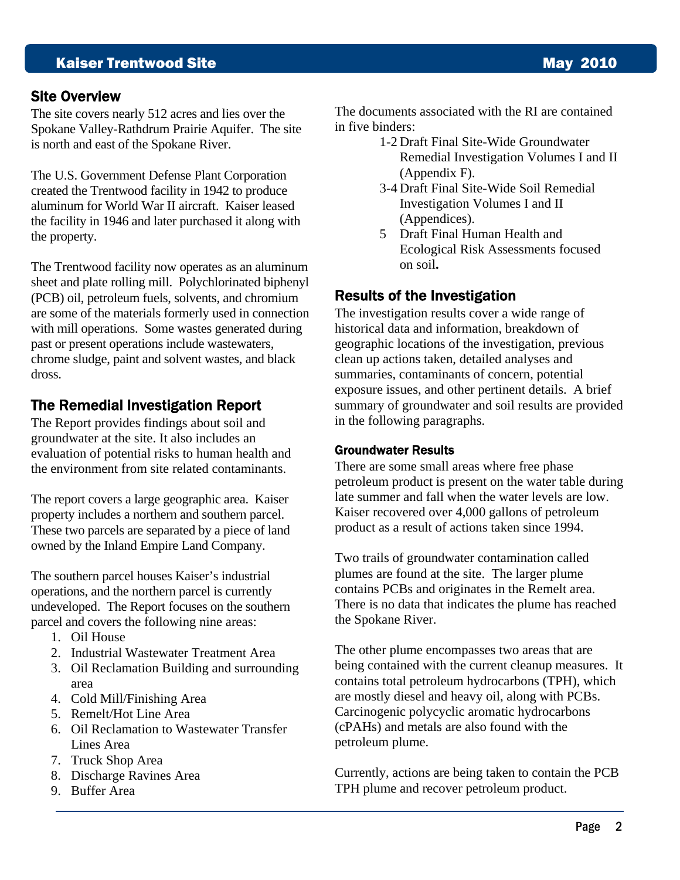## Site Overview

The site covers nearly 512 acres and lies over the Spokane Valley-Rathdrum Prairie Aquifer. The site is north and east of the Spokane River.

The U.S. Government Defense Plant Corporation created the Trentwood facility in 1942 to produce aluminum for World War II aircraft. Kaiser leased the facility in 1946 and later purchased it along with the property.

The Trentwood facility now operates as an aluminum sheet and plate rolling mill. Polychlorinated biphenyl (PCB) oil, petroleum fuels, solvents, and chromium are some of the materials formerly used in connection with mill operations. Some wastes generated during past or present operations include wastewaters, chrome sludge, paint and solvent wastes, and black dross.

## The Remedial Investigation Report

The Report provides findings about soil and groundwater at the site. It also includes an evaluation of potential risks to human health and the environment from site related contaminants.

The report covers a large geographic area. Kaiser property includes a northern and southern parcel. These two parcels are separated by a piece of land owned by the Inland Empire Land Company.

The southern parcel houses Kaiser's industrial operations, and the northern parcel is currently undeveloped. The Report focuses on the southern parcel and covers the following nine areas:

1. Oil House
2. Industrial Wastewater Treatment Area
3. Oil Reclamation Building and surrounding area
4. Cold Mill/Finishing Area
5. Remelt/Hot Line Area
6. Oil Reclamation to Wastewater Transfer Lines Area
7. Truck Shop Area
8. Discharge Ravines Area
9. Buffer Area

The documents associated with the RI are contained in five binders:

- 1-2 Draft Final Site-Wide Groundwater Remedial Investigation Volumes I and II (Appendix F).
- 3-4 Draft Final Site-Wide Soil Remedial Investigation Volumes I and II (Appendices).
- 5 Draft Final Human Health and Ecological Risk Assessments focused on soil.

## Results of the Investigation

The investigation results cover a wide range of historical data and information, breakdown of geographic locations of the investigation, previous clean up actions taken, detailed analyses and summaries, contaminants of concern, potential exposure issues, and other pertinent details. A brief summary of groundwater and soil results are provided in the following paragraphs.

### Groundwater Results

There are some small areas where free phase petroleum product is present on the water table during late summer and fall when the water levels are low. Kaiser recovered over 4,000 gallons of petroleum product as a result of actions taken since 1994.

Two trails of groundwater contamination called plumes are found at the site. The larger plume contains PCBs and originates in the Remelt area. There is no data that indicates the plume has reached the Spokane River.

The other plume encompasses two areas that are being contained with the current cleanup measures. It contains total petroleum hydrocarbons (TPH), which are mostly diesel and heavy oil, along with PCBs. Carcinogenic polycyclic aromatic hydrocarbons (cPAHs) and metals are also found with the petroleum plume.

Currently, actions are being taken to contain the PCB TPH plume and recover petroleum product.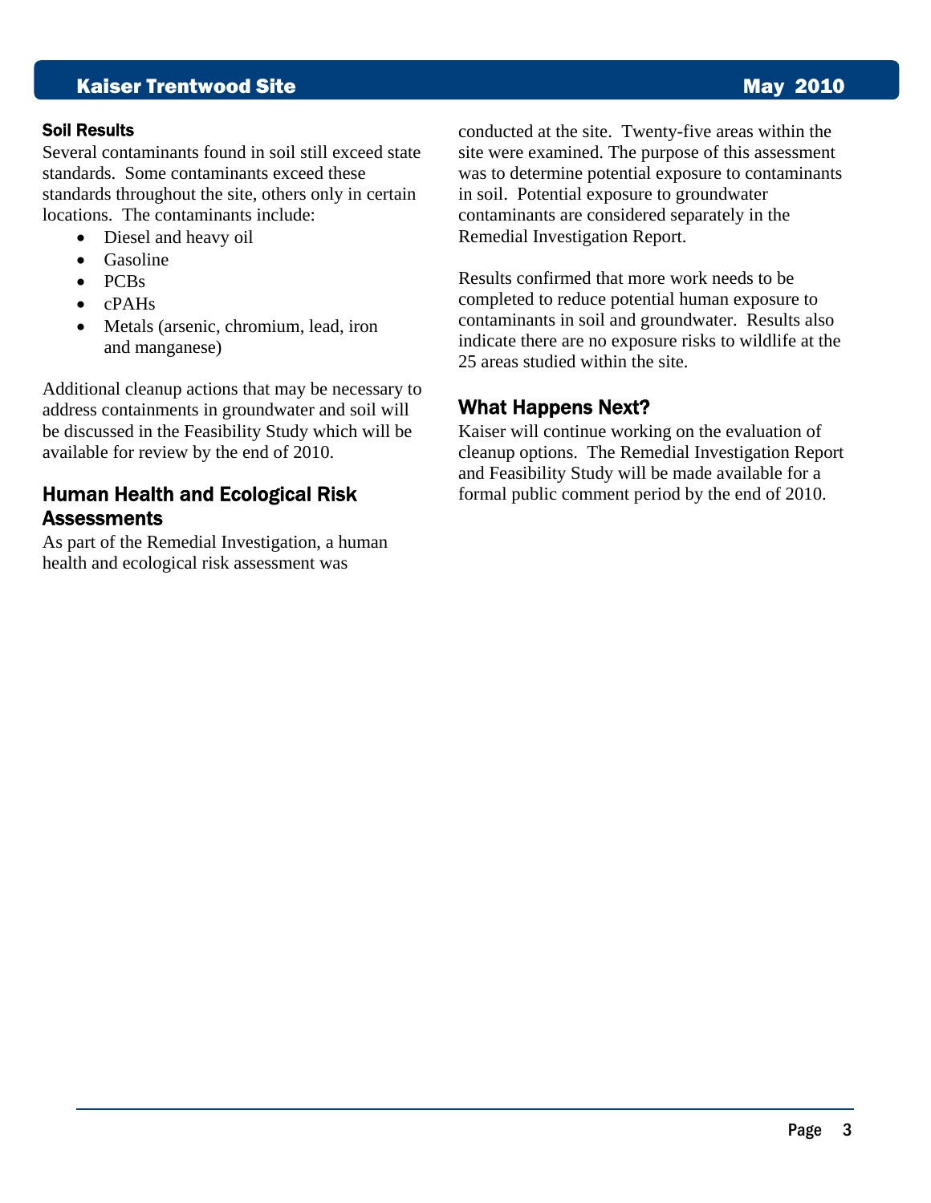### Soil Results

Several contaminants found in soil still exceed state standards. Some contaminants exceed these standards throughout the site, others only in certain locations. The contaminants include:

- Diesel and heavy oil
- Gasoline
- PCBs
- cPAHs
- Metals (arsenic, chromium, lead, iron and manganese)

Additional cleanup actions that may be necessary to address containments in groundwater and soil will be discussed in the Feasibility Study which will be available for review by the end of 2010.

## Human Health and Ecological Risk Assessments

As part of the Remedial Investigation, a human health and ecological risk assessment was conducted at the site. Twenty-five areas within the site were examined. The purpose of this assessment was to determine potential exposure to contaminants in soil. Potential exposure to groundwater contaminants are considered separately in the Remedial Investigation Report.

Results confirmed that more work needs to be completed to reduce potential human exposure to contaminants in soil and groundwater. Results also indicate there are no exposure risks to wildlife at the 25 areas studied within the site.

## What Happens Next?

Kaiser will continue working on the evaluation of cleanup options. The Remedial Investigation Report and Feasibility Study will be made available for a formal public comment period by the end of 2010.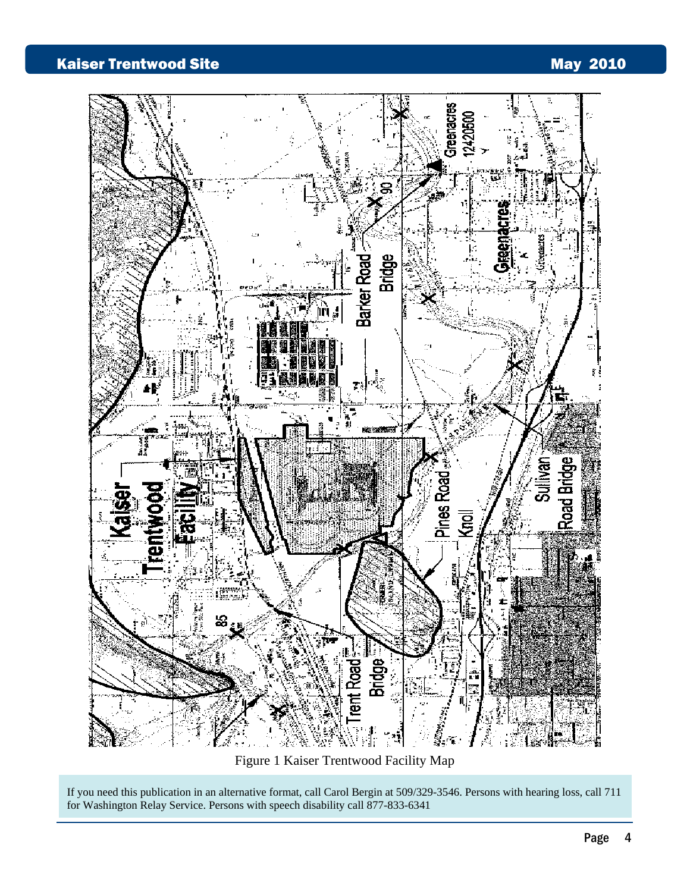Kaiser Trentwood Facility

Greenacres 12420500

Greenacres

Barker Road Bridge

90

Pines Road Knoll

Sullivan Road Bridge

85

Trent Road Bridge

Figure 1 Kaiser Trentwood Facility Map

If you need this publication in an alternative format, call Carol Bergin at 509/329-3546. Persons with hearing loss, call 711 for Washington Relay Service. Persons with speech disability call 877-833-6341